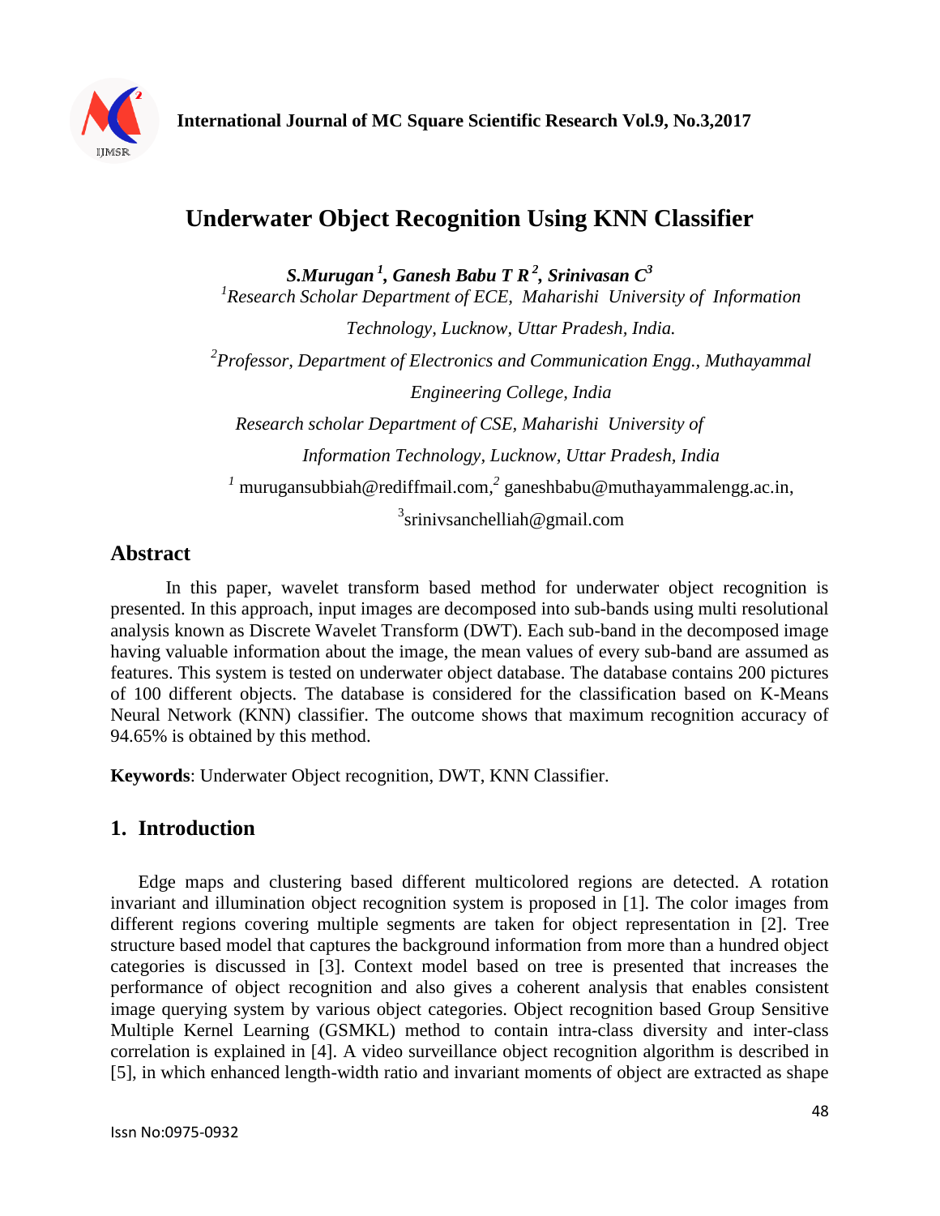# Underwater Object Recognition Using KNN Classifier

***S.Murugan*** [1]***, Ganesh Babu T R*** [2]***, Srinivasan C*** [3]

[1]*Research Scholar Department of ECE, Maharishi University of Information Technology, Lucknow, Uttar Pradesh, India.*

[2]*Professor, Department of Electronics and Communication Engg., Muthayammal Engineering College, India*

*Research scholar Department of CSE, Maharishi University of Information Technology, Lucknow, Uttar Pradesh, India*

[1] murugansubbiah@rediffmail.com,[2] ganeshbabu@muthayammalengg.ac.in,
[3]srinivsanchelliah@gmail.com

## Abstract

In this paper, wavelet transform based method for underwater object recognition is presented. In this approach, input images are decomposed into sub-bands using multi resolutional analysis known as Discrete Wavelet Transform (DWT). Each sub-band in the decomposed image having valuable information about the image, the mean values of every sub-band are assumed as features. This system is tested on underwater object database. The database contains 200 pictures of 100 different objects. The database is considered for the classification based on K-Means Neural Network (KNN) classifier. The outcome shows that maximum recognition accuracy of 94.65% is obtained by this method.

**Keywords**: Underwater Object recognition, DWT, KNN Classifier.

## 1. Introduction

Edge maps and clustering based different multicolored regions are detected. A rotation invariant and illumination object recognition system is proposed in [1]. The color images from different regions covering multiple segments are taken for object representation in [2]. Tree structure based model that captures the background information from more than a hundred object categories is discussed in [3]. Context model based on tree is presented that increases the performance of object recognition and also gives a coherent analysis that enables consistent image querying system by various object categories. Object recognition based Group Sensitive Multiple Kernel Learning (GSMKL) method to contain intra-class diversity and inter-class correlation is explained in [4]. A video surveillance object recognition algorithm is described in [5], in which enhanced length-width ratio and invariant moments of object are extracted as shape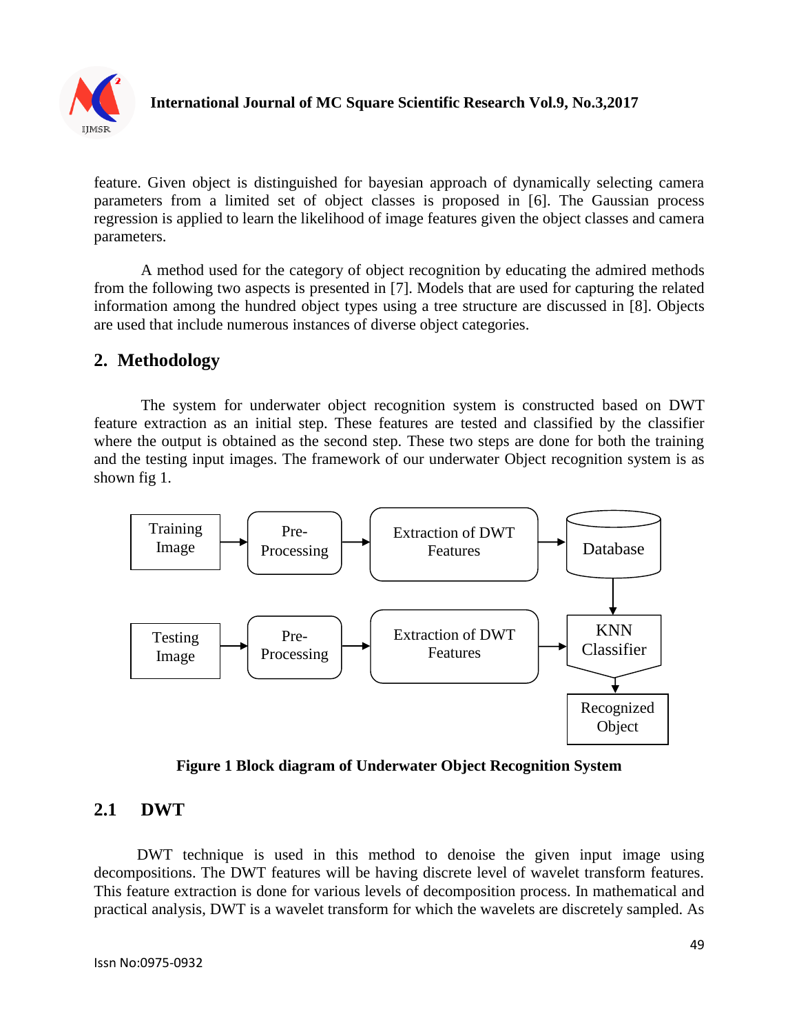feature. Given object is distinguished for bayesian approach of dynamically selecting camera parameters from a limited set of object classes is proposed in [6]. The Gaussian process regression is applied to learn the likelihood of image features given the object classes and camera parameters.

A method used for the category of object recognition by educating the admired methods from the following two aspects is presented in [7]. Models that are used for capturing the related information among the hundred object types using a tree structure are discussed in [8]. Objects are used that include numerous instances of diverse object categories.

## 2. Methodology

The system for underwater object recognition system is constructed based on DWT feature extraction as an initial step. These features are tested and classified by the classifier where the output is obtained as the second step. These two steps are done for both the training and the testing input images. The framework of our underwater Object recognition system is as shown fig 1.

**Figure 1 Block diagram of Underwater Object Recognition System**

### 2.1 DWT

DWT technique is used in this method to denoise the given input image using decompositions. The DWT features will be having discrete level of wavelet transform features. This feature extraction is done for various levels of decomposition process. In mathematical and practical analysis, DWT is a wavelet transform for which the wavelets are discretely sampled. As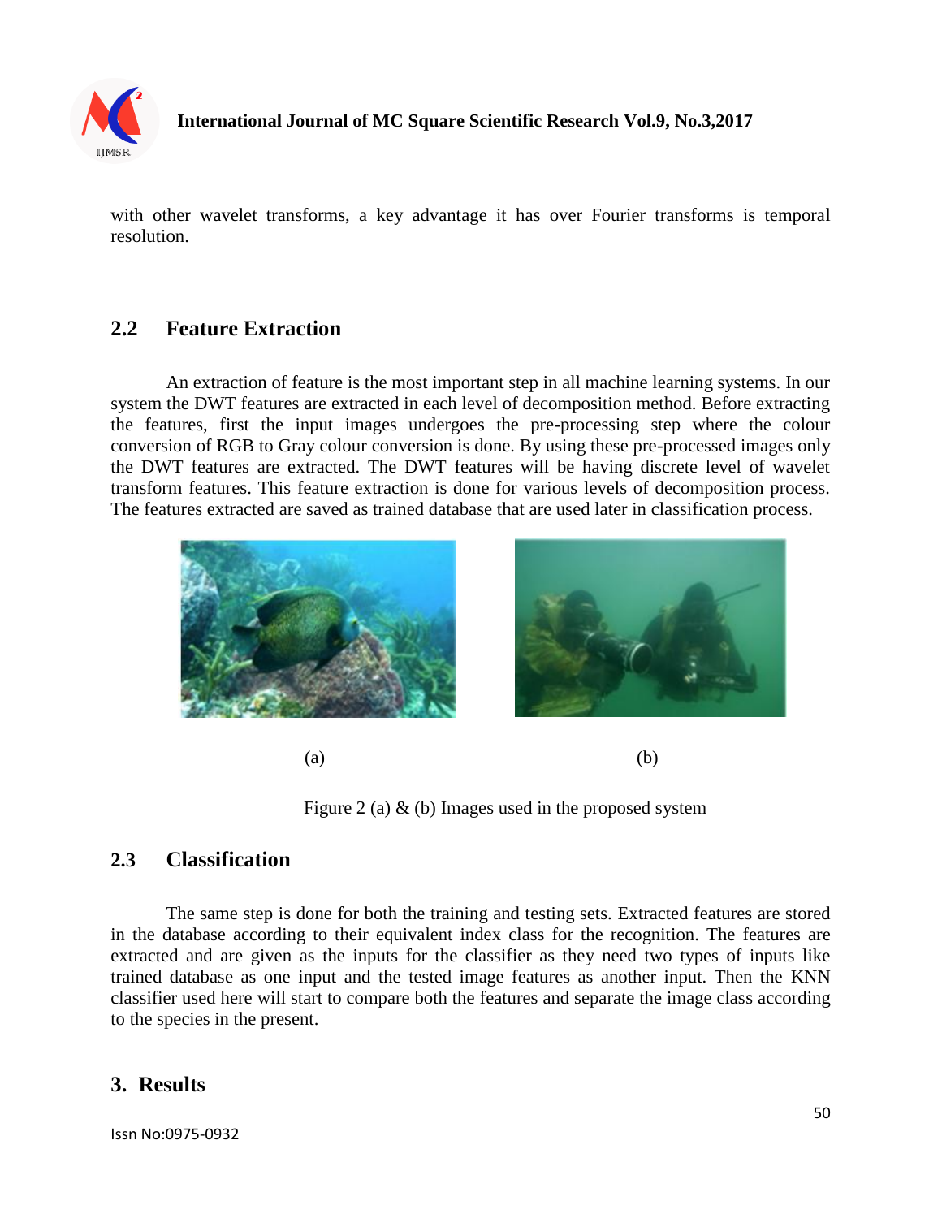with other wavelet transforms, a key advantage it has over Fourier transforms is temporal resolution.

## 2.2 Feature Extraction

An extraction of feature is the most important step in all machine learning systems. In our system the DWT features are extracted in each level of decomposition method. Before extracting the features, first the input images undergoes the pre-processing step where the colour conversion of RGB to Gray colour conversion is done. By using these pre-processed images only the DWT features are extracted. The DWT features will be having discrete level of wavelet transform features. This feature extraction is done for various levels of decomposition process. The features extracted are saved as trained database that are used later in classification process.

(a) (b)

Figure 2 (a) & (b) Images used in the proposed system

## 2.3 Classification

The same step is done for both the training and testing sets. Extracted features are stored in the database according to their equivalent index class for the recognition. The features are extracted and are given as the inputs for the classifier as they need two types of inputs like trained database as one input and the tested image features as another input. Then the KNN classifier used here will start to compare both the features and separate the image class according to the species in the present.

# 3. Results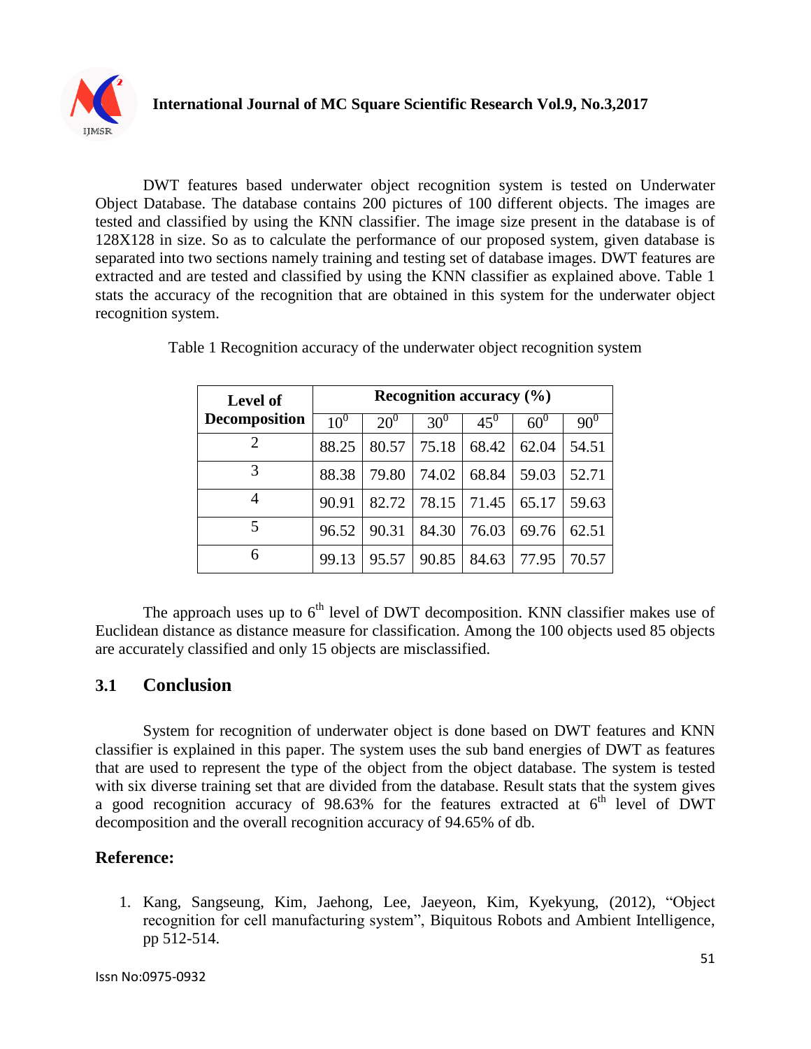DWT features based underwater object recognition system is tested on Underwater Object Database. The database contains 200 pictures of 100 different objects. The images are tested and classified by using the KNN classifier. The image size present in the database is of 128X128 in size. So as to calculate the performance of our proposed system, given database is separated into two sections namely training and testing set of database images. DWT features are extracted and are tested and classified by using the KNN classifier as explained above. Table 1 stats the accuracy of the recognition that are obtained in this system for the underwater object recognition system.

Table 1 Recognition accuracy of the underwater object recognition system

| **Level of Decomposition** | **Recognition accuracy (%)** | | | | | |
|---|---|---|---|---|---|---|
| | $10^0$ | $20^0$ | $30^0$ | $45^0$ | $60^0$ | $90^0$ |
| 2 | 88.25 | 80.57 | 75.18 | 68.42 | 62.04 | 54.51 |
| 3 | 88.38 | 79.80 | 74.02 | 68.84 | 59.03 | 52.71 |
| 4 | 90.91 | 82.72 | 78.15 | 71.45 | 65.17 | 59.63 |
| 5 | 96.52 | 90.31 | 84.30 | 76.03 | 69.76 | 62.51 |
| 6 | 99.13 | 95.57 | 90.85 | 84.63 | 77.95 | 70.57 |

The approach uses up to $6^{th}$ level of DWT decomposition. KNN classifier makes use of Euclidean distance as distance measure for classification. Among the 100 objects used 85 objects are accurately classified and only 15 objects are misclassified.

## 3.1 Conclusion

System for recognition of underwater object is done based on DWT features and KNN classifier is explained in this paper. The system uses the sub band energies of DWT as features that are used to represent the type of the object from the object database. The system is tested with six diverse training set that are divided from the database. Result stats that the system gives a good recognition accuracy of 98.63% for the features extracted at $6^{th}$ level of DWT decomposition and the overall recognition accuracy of 94.65% of db.

### Reference:

1. Kang, Sangseung, Kim, Jaehong, Lee, Jaeyeon, Kim, Kyekyung, (2012), "Object recognition for cell manufacturing system", Biquitous Robots and Ambient Intelligence, pp 512-514.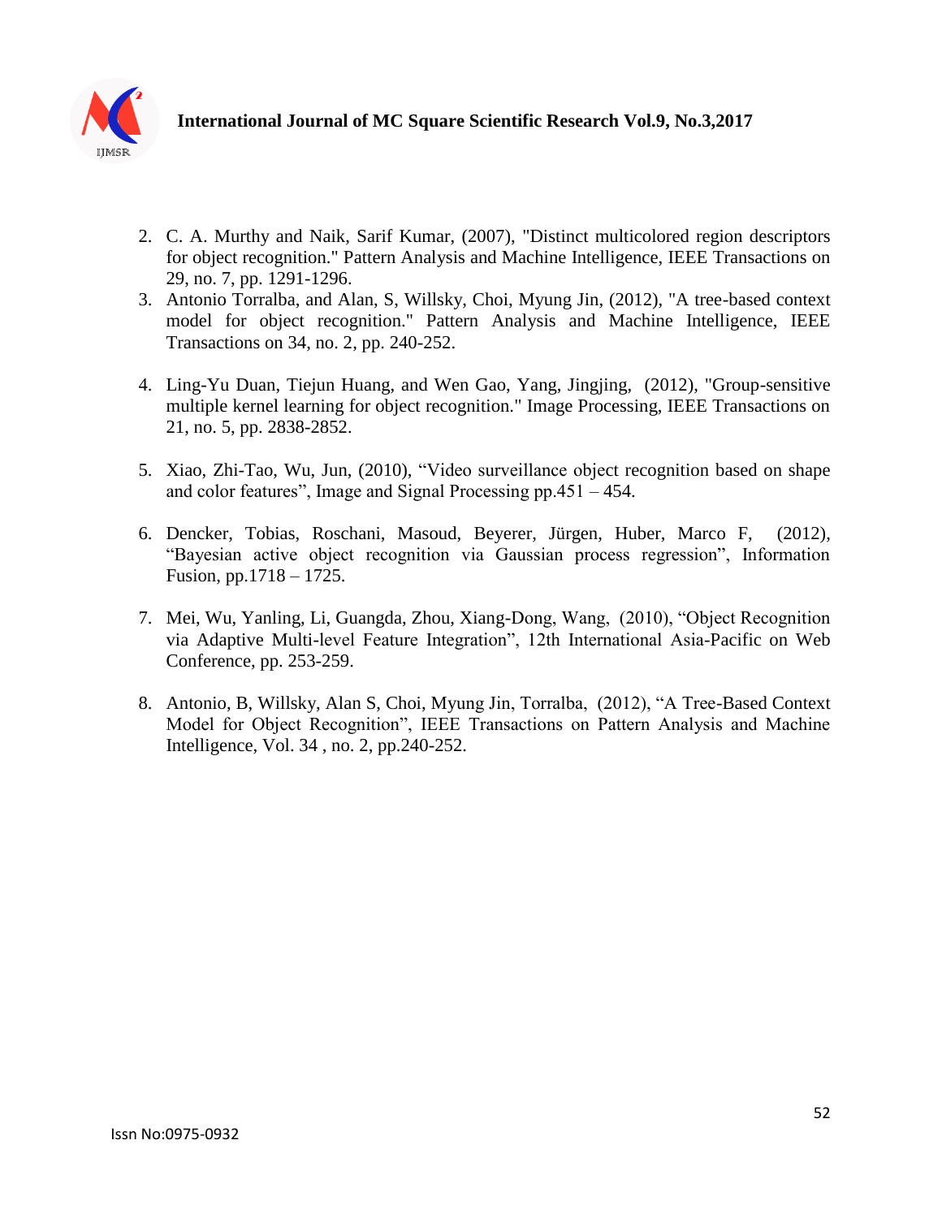2. C. A. Murthy and Naik, Sarif Kumar, (2007), "Distinct multicolored region descriptors for object recognition." Pattern Analysis and Machine Intelligence, IEEE Transactions on 29, no. 7, pp. 1291-1296.
3. Antonio Torralba, and Alan, S, Willsky, Choi, Myung Jin, (2012), "A tree-based context model for object recognition." Pattern Analysis and Machine Intelligence, IEEE Transactions on 34, no. 2, pp. 240-252.
4. Ling-Yu Duan, Tiejun Huang, and Wen Gao, Yang, Jingjing, (2012), "Group-sensitive multiple kernel learning for object recognition." Image Processing, IEEE Transactions on 21, no. 5, pp. 2838-2852.
5. Xiao, Zhi-Tao, Wu, Jun, (2010), "Video surveillance object recognition based on shape and color features", Image and Signal Processing pp.451 – 454.
6. Dencker, Tobias, Roschani, Masoud, Beyerer, Jürgen, Huber, Marco F, (2012), "Bayesian active object recognition via Gaussian process regression", Information Fusion, pp.1718 – 1725.
7. Mei, Wu, Yanling, Li, Guangda, Zhou, Xiang-Dong, Wang, (2010), "Object Recognition via Adaptive Multi-level Feature Integration", 12th International Asia-Pacific on Web Conference, pp. 253-259.
8. Antonio, B, Willsky, Alan S, Choi, Myung Jin, Torralba, (2012), "A Tree-Based Context Model for Object Recognition", IEEE Transactions on Pattern Analysis and Machine Intelligence, Vol. 34 , no. 2, pp.240-252.